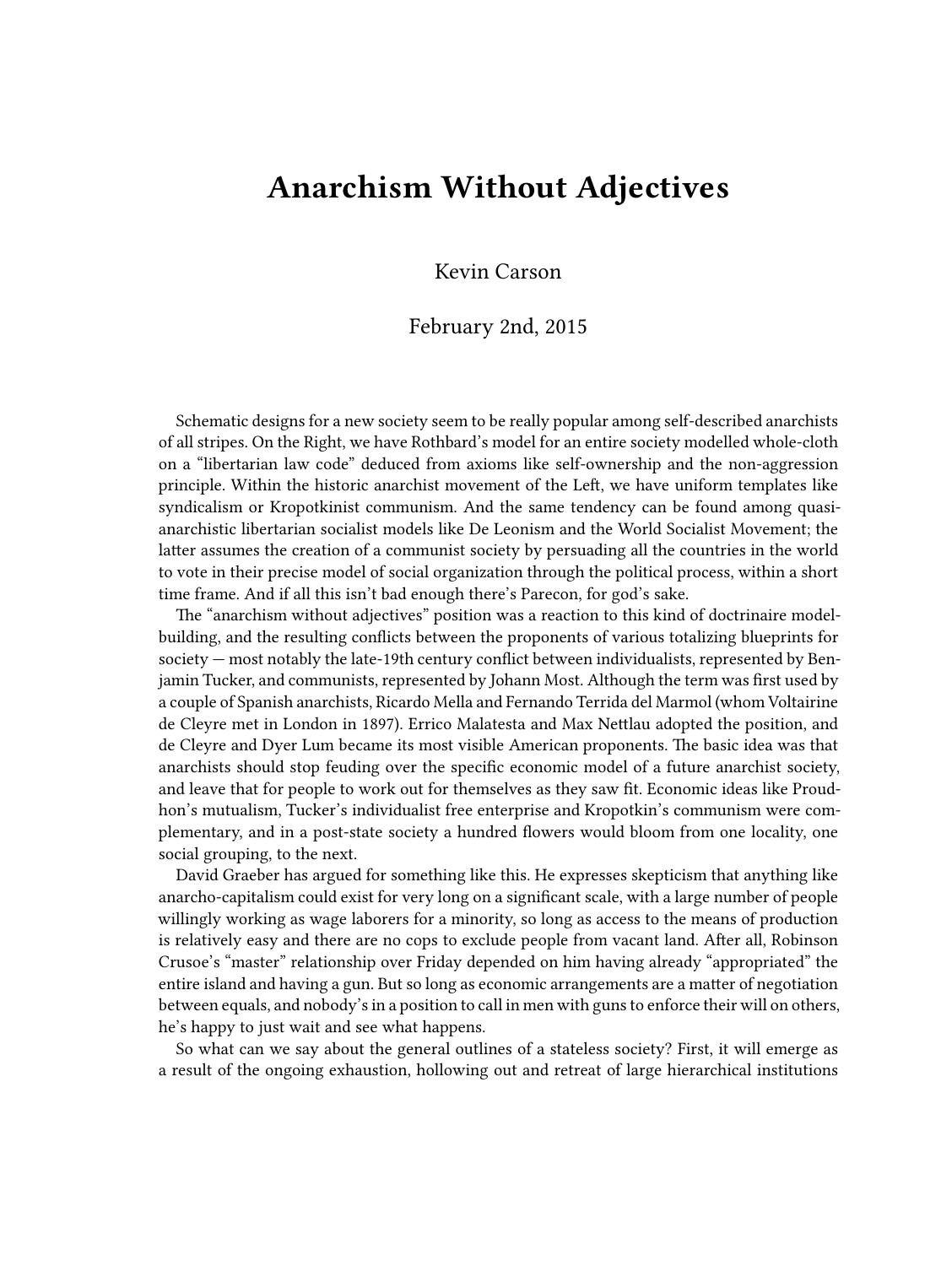# Anarchism Without Adjectives

Kevin Carson

February 2nd, 2015

Schematic designs for a new society seem to be really popular among self-described anarchists of all stripes. On the Right, we have Rothbard's model for an entire society modelled whole-cloth on a "libertarian law code" deduced from axioms like self-ownership and the non-aggression principle. Within the historic anarchist movement of the Left, we have uniform templates like syndicalism or Kropotkinist communism. And the same tendency can be found among quasi-anarchistic libertarian socialist models like De Leonism and the World Socialist Movement; the latter assumes the creation of a communist society by persuading all the countries in the world to vote in their precise model of social organization through the political process, within a short time frame. And if all this isn't bad enough there's Parecon, for god's sake.

The "anarchism without adjectives" position was a reaction to this kind of doctrinaire model-building, and the resulting conflicts between the proponents of various totalizing blueprints for society — most notably the late-19th century conflict between individualists, represented by Benjamin Tucker, and communists, represented by Johann Most. Although the term was first used by a couple of Spanish anarchists, Ricardo Mella and Fernando Terrida del Marmol (whom Voltairine de Cleyre met in London in 1897). Errico Malatesta and Max Nettlau adopted the position, and de Cleyre and Dyer Lum became its most visible American proponents. The basic idea was that anarchists should stop feuding over the specific economic model of a future anarchist society, and leave that for people to work out for themselves as they saw fit. Economic ideas like Proudhon's mutualism, Tucker's individualist free enterprise and Kropotkin's communism were complementary, and in a post-state society a hundred flowers would bloom from one locality, one social grouping, to the next.

David Graeber has argued for something like this. He expresses skepticism that anything like anarcho-capitalism could exist for very long on a significant scale, with a large number of people willingly working as wage laborers for a minority, so long as access to the means of production is relatively easy and there are no cops to exclude people from vacant land. After all, Robinson Crusoe's "master" relationship over Friday depended on him having already "appropriated" the entire island and having a gun. But so long as economic arrangements are a matter of negotiation between equals, and nobody's in a position to call in men with guns to enforce their will on others, he's happy to just wait and see what happens.

So what can we say about the general outlines of a stateless society? First, it will emerge as a result of the ongoing exhaustion, hollowing out and retreat of large hierarchical institutions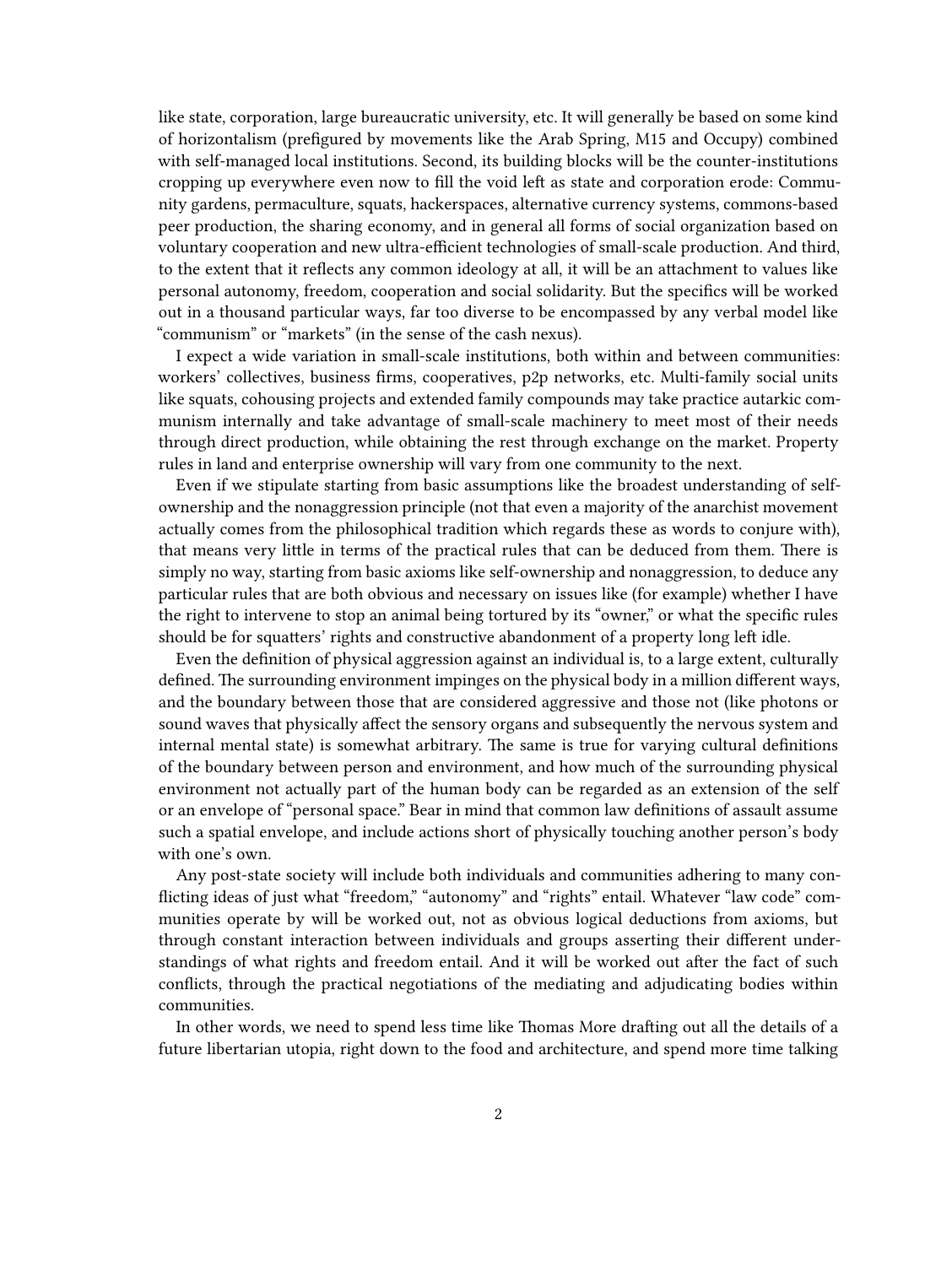like state, corporation, large bureaucratic university, etc. It will generally be based on some kind of horizontalism (prefigured by movements like the Arab Spring, M15 and Occupy) combined with self-managed local institutions. Second, its building blocks will be the counter-institutions cropping up everywhere even now to fill the void left as state and corporation erode: Community gardens, permaculture, squats, hackerspaces, alternative currency systems, commons-based peer production, the sharing economy, and in general all forms of social organization based on voluntary cooperation and new ultra-efficient technologies of small-scale production. And third, to the extent that it reflects any common ideology at all, it will be an attachment to values like personal autonomy, freedom, cooperation and social solidarity. But the specifics will be worked out in a thousand particular ways, far too diverse to be encompassed by any verbal model like "communism" or "markets" (in the sense of the cash nexus).

I expect a wide variation in small-scale institutions, both within and between communities: workers' collectives, business firms, cooperatives, p2p networks, etc. Multi-family social units like squats, cohousing projects and extended family compounds may take practice autarkic communism internally and take advantage of small-scale machinery to meet most of their needs through direct production, while obtaining the rest through exchange on the market. Property rules in land and enterprise ownership will vary from one community to the next.

Even if we stipulate starting from basic assumptions like the broadest understanding of self-ownership and the nonaggression principle (not that even a majority of the anarchist movement actually comes from the philosophical tradition which regards these as words to conjure with), that means very little in terms of the practical rules that can be deduced from them. There is simply no way, starting from basic axioms like self-ownership and nonaggression, to deduce any particular rules that are both obvious and necessary on issues like (for example) whether I have the right to intervene to stop an animal being tortured by its "owner," or what the specific rules should be for squatters' rights and constructive abandonment of a property long left idle.

Even the definition of physical aggression against an individual is, to a large extent, culturally defined. The surrounding environment impinges on the physical body in a million different ways, and the boundary between those that are considered aggressive and those not (like photons or sound waves that physically affect the sensory organs and subsequently the nervous system and internal mental state) is somewhat arbitrary. The same is true for varying cultural definitions of the boundary between person and environment, and how much of the surrounding physical environment not actually part of the human body can be regarded as an extension of the self or an envelope of "personal space." Bear in mind that common law definitions of assault assume such a spatial envelope, and include actions short of physically touching another person's body with one's own.

Any post-state society will include both individuals and communities adhering to many conflicting ideas of just what "freedom," "autonomy" and "rights" entail. Whatever "law code" communities operate by will be worked out, not as obvious logical deductions from axioms, but through constant interaction between individuals and groups asserting their different understandings of what rights and freedom entail. And it will be worked out after the fact of such conflicts, through the practical negotiations of the mediating and adjudicating bodies within communities.

In other words, we need to spend less time like Thomas More drafting out all the details of a future libertarian utopia, right down to the food and architecture, and spend more time talking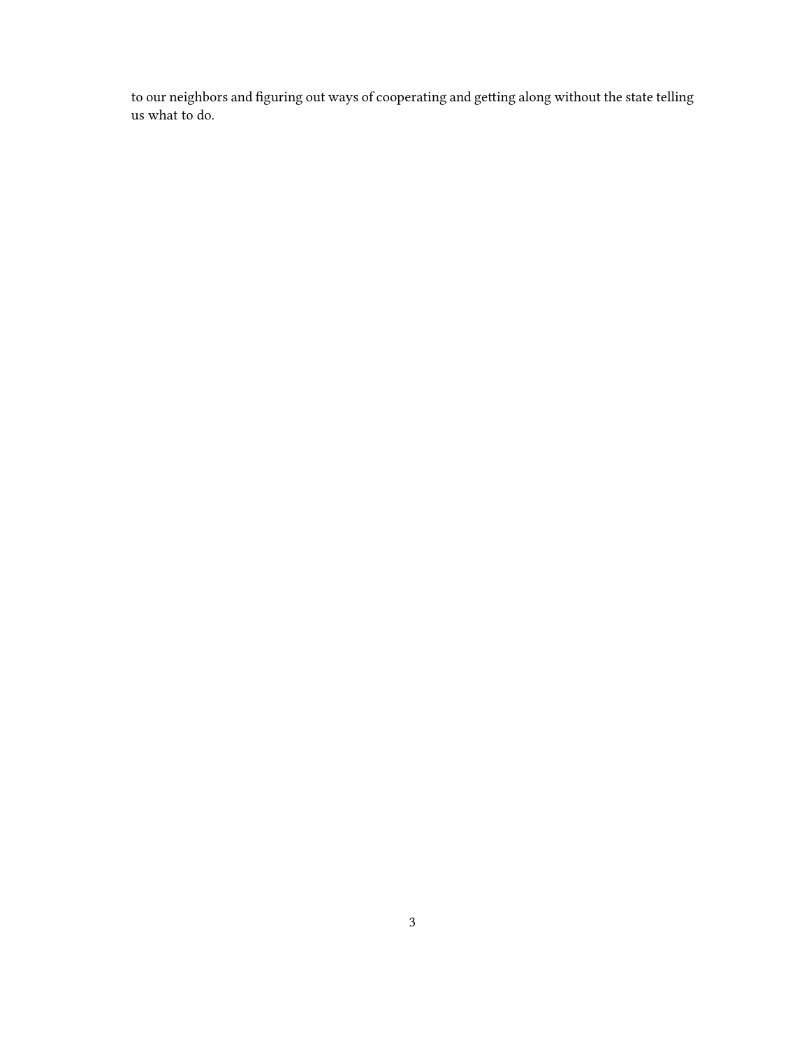to our neighbors and figuring out ways of cooperating and getting along without the state telling us what to do.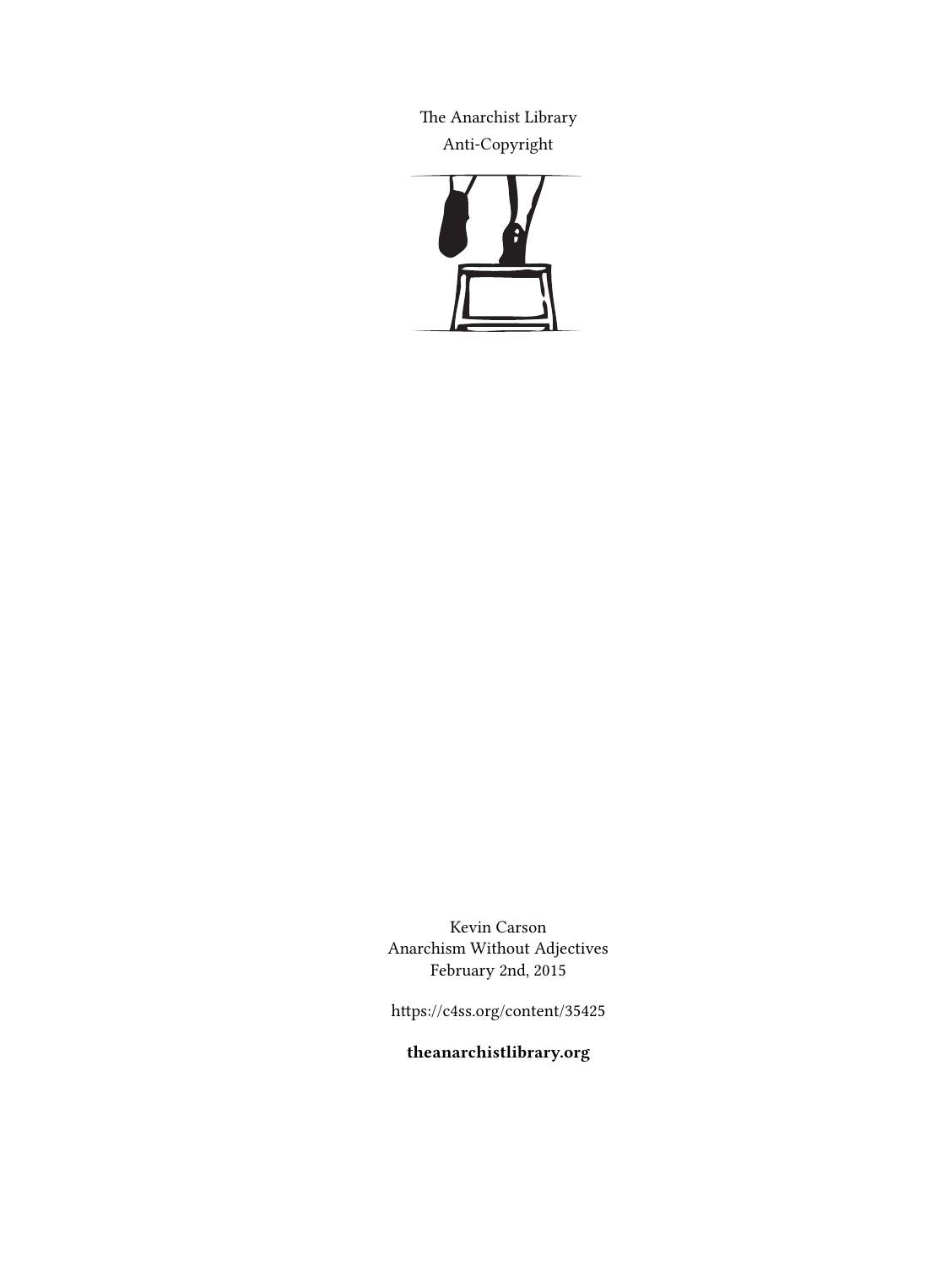The Anarchist Library
Anti-Copyright

Kevin Carson
Anarchism Without Adjectives
February 2nd, 2015

https://c4ss.org/content/35425

**theanarchistlibrary.org**